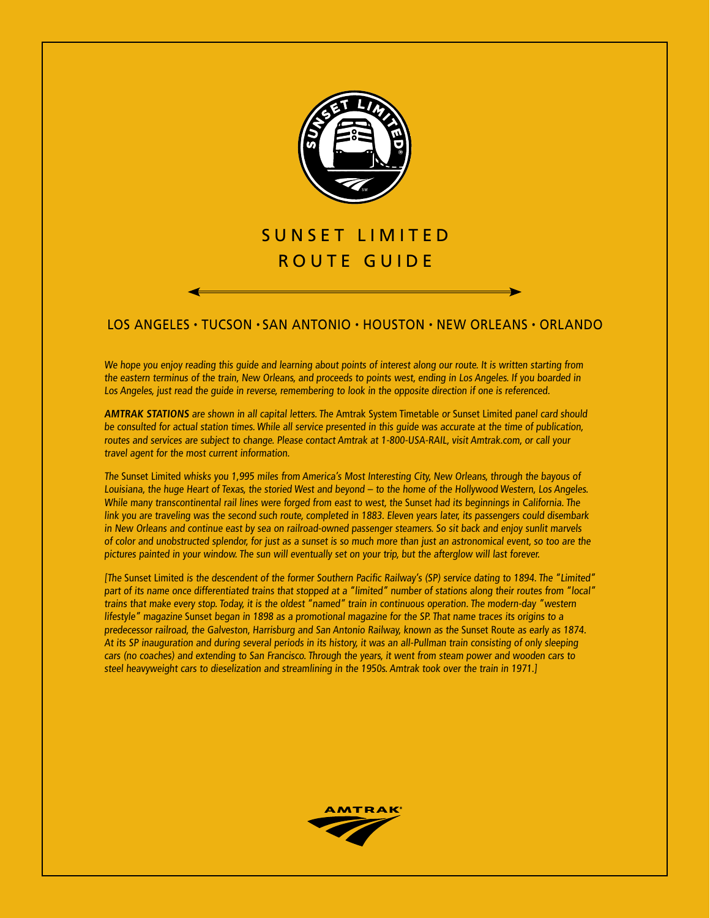# SUNSET LIMITED ROUTE GUIDE

## LOS ANGELES • TUCSON • SAN ANTONIO • HOUSTON • NEW ORLEANS • ORLANDO

*We hope you enjoy reading this guide and learning about points of interest along our route. It is written starting from the eastern terminus of the train, New Orleans, and proceeds to points west, ending in Los Angeles. If you boarded in Los Angeles, just read the guide in reverse, remembering to look in the opposite direction if one is referenced.*

***AMTRAK STATIONS*** *are shown in all capital letters. The* Amtrak System Timetable *or* Sunset Limited *panel card should be consulted for actual station times. While all service presented in this guide was accurate at the time of publication, routes and services are subject to change. Please contact Amtrak at 1-800-USA-RAIL, visit Amtrak.com, or call your travel agent for the most current information.*

*The* Sunset Limited *whisks you 1,995 miles from America's Most Interesting City, New Orleans, through the bayous of Louisiana, the huge Heart of Texas, the storied West and beyond – to the home of the Hollywood Western, Los Angeles. While many transcontinental rail lines were forged from east to west, the* Sunset *had its beginnings in California. The link you are traveling was the second such route, completed in 1883. Eleven years later, its passengers could disembark in New Orleans and continue east by sea on railroad-owned passenger steamers. So sit back and enjoy sunlit marvels of color and unobstructed splendor, for just as a sunset is so much more than just an astronomical event, so too are the pictures painted in your window. The sun will eventually set on your trip, but the afterglow will last forever.*

*[The* Sunset Limited *is the descendent of the former Southern Pacific Railway's (SP) service dating to 1894. The "Limited" part of its name once differentiated trains that stopped at a "limited" number of stations along their routes from "local" trains that make every stop. Today, it is the oldest "named" train in continuous operation. The modern-day "western lifestyle" magazine* Sunset *began in 1898 as a promotional magazine for the SP. That name traces its origins to a predecessor railroad, the Galveston, Harrisburg and San Antonio Railway, known as the* Sunset Route *as early as 1874. At its SP inauguration and during several periods in its history, it was an all-Pullman train consisting of only sleeping cars (no coaches) and extending to San Francisco. Through the years, it went from steam power and wooden cars to steel heavyweight cars to dieselization and streamlining in the 1950s. Amtrak took over the train in 1971.]*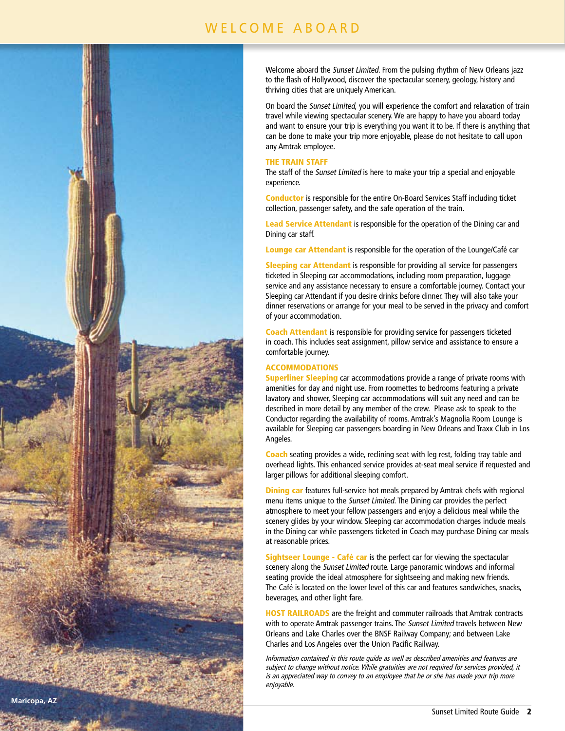# WELCOME ABOARD

Welcome aboard the *Sunset Limited*. From the pulsing rhythm of New Orleans jazz to the flash of Hollywood, discover the spectacular scenery, geology, history and thriving cities that are uniquely American.

On board the *Sunset Limited,* you will experience the comfort and relaxation of train travel while viewing spectacular scenery. We are happy to have you aboard today and want to ensure your trip is everything you want it to be. If there is anything that can be done to make your trip more enjoyable, please do not hesitate to call upon any Amtrak employee.

## THE TRAIN STAFF

The staff of the *Sunset Limited* is here to make your trip a special and enjoyable experience.

**Conductor** is responsible for the entire On-Board Services Staff including ticket collection, passenger safety, and the safe operation of the train.

**Lead Service Attendant** is responsible for the operation of the Dining car and Dining car staff.

**Lounge car Attendant** is responsible for the operation of the Lounge/Café car

**Sleeping car Attendant** is responsible for providing all service for passengers ticketed in Sleeping car accommodations, including room preparation, luggage service and any assistance necessary to ensure a comfortable journey. Contact your Sleeping car Attendant if you desire drinks before dinner. They will also take your dinner reservations or arrange for your meal to be served in the privacy and comfort of your accommodation.

**Coach Attendant** is responsible for providing service for passengers ticketed in coach. This includes seat assignment, pillow service and assistance to ensure a comfortable journey.

## ACCOMMODATIONS

**Superliner Sleeping** car accommodations provide a range of private rooms with amenities for day and night use. From roomettes to bedrooms featuring a private lavatory and shower, Sleeping car accommodations will suit any need and can be described in more detail by any member of the crew. Please ask to speak to the Conductor regarding the availability of rooms. Amtrak's Magnolia Room Lounge is available for Sleeping car passengers boarding in New Orleans and Traxx Club in Los Angeles.

**Coach** seating provides a wide, reclining seat with leg rest, folding tray table and overhead lights. This enhanced service provides at-seat meal service if requested and larger pillows for additional sleeping comfort.

**Dining car** features full-service hot meals prepared by Amtrak chefs with regional menu items unique to the *Sunset Limited*. The Dining car provides the perfect atmosphere to meet your fellow passengers and enjoy a delicious meal while the scenery glides by your window. Sleeping car accommodation charges include meals in the Dining car while passengers ticketed in Coach may purchase Dining car meals at reasonable prices.

**Sightseer Lounge - Café car** is the perfect car for viewing the spectacular scenery along the *Sunset Limited* route. Large panoramic windows and informal seating provide the ideal atmosphere for sightseeing and making new friends. The Café is located on the lower level of this car and features sandwiches, snacks, beverages, and other light fare.

**HOST RAILROADS** are the freight and commuter railroads that Amtrak contracts with to operate Amtrak passenger trains. The *Sunset Limited* travels between New Orleans and Lake Charles over the BNSF Railway Company; and between Lake Charles and Los Angeles over the Union Pacific Railway.

*Information contained in this route guide as well as described amenities and features are subject to change without notice. While gratuities are not required for services provided, it is an appreciated way to convey to an employee that he or she has made your trip more enjoyable.*

Maricopa, AZ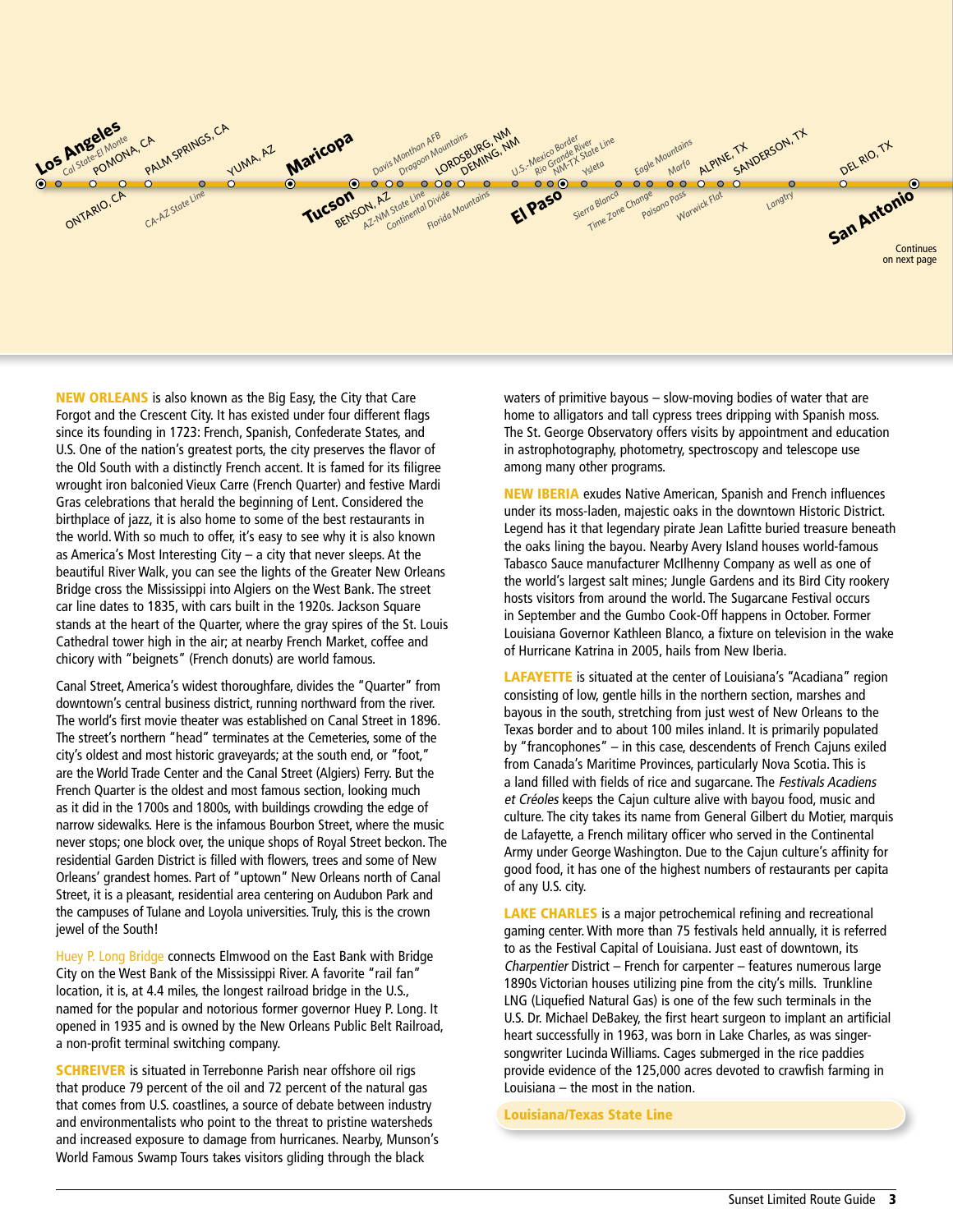Los Angeles · Cal State-El Monte · POMONA, CA · ONTARIO, CA · PALM SPRINGS, CA · CA-AZ State Line · YUMA, AZ · Maricopa · Tucson · BENSON, AZ · Davis Monthan AFB · AZ-NM State Line · Dragoon Mountains · Continental Divide · LORDSBURG, NM · DEMING, NM · Florida Mountains · U.S.-Mexico Border · Rio Grande River · NM-TX State Line · El Paso · Ysleta · Sierra Blanca · Time Zone Change · Eagle Mountains · Paisano Pass · Marfa · ALPINE, TX · Warwick Flat · SANDERSON, TX · Langtry · DEL RIO, TX · San Antonio

Continues on next page

**NEW ORLEANS** is also known as the Big Easy, the City that Care Forgot and the Crescent City. It has existed under four different flags since its founding in 1723: French, Spanish, Confederate States, and U.S. One of the nation's greatest ports, the city preserves the flavor of the Old South with a distinctly French accent. It is famed for its filigree wrought iron balconied Vieux Carre (French Quarter) and festive Mardi Gras celebrations that herald the beginning of Lent. Considered the birthplace of jazz, it is also home to some of the best restaurants in the world. With so much to offer, it's easy to see why it is also known as America's Most Interesting City – a city that never sleeps. At the beautiful River Walk, you can see the lights of the Greater New Orleans Bridge cross the Mississippi into Algiers on the West Bank. The street car line dates to 1835, with cars built in the 1920s. Jackson Square stands at the heart of the Quarter, where the gray spires of the St. Louis Cathedral tower high in the air; at nearby French Market, coffee and chicory with "beignets" (French donuts) are world famous.

Canal Street, America's widest thoroughfare, divides the "Quarter" from downtown's central business district, running northward from the river. The world's first movie theater was established on Canal Street in 1896. The street's northern "head" terminates at the Cemeteries, some of the city's oldest and most historic graveyards; at the south end, or "foot," are the World Trade Center and the Canal Street (Algiers) Ferry. But the French Quarter is the oldest and most famous section, looking much as it did in the 1700s and 1800s, with buildings crowding the edge of narrow sidewalks. Here is the infamous Bourbon Street, where the music never stops; one block over, the unique shops of Royal Street beckon. The residential Garden District is filled with flowers, trees and some of New Orleans' grandest homes. Part of "uptown" New Orleans north of Canal Street, it is a pleasant, residential area centering on Audubon Park and the campuses of Tulane and Loyola universities. Truly, this is the crown jewel of the South!

Huey P. Long Bridge connects Elmwood on the East Bank with Bridge City on the West Bank of the Mississippi River. A favorite "rail fan" location, it is, at 4.4 miles, the longest railroad bridge in the U.S., named for the popular and notorious former governor Huey P. Long. It opened in 1935 and is owned by the New Orleans Public Belt Railroad, a non-profit terminal switching company.

**SCHREIVER** is situated in Terrebonne Parish near offshore oil rigs that produce 79 percent of the oil and 72 percent of the natural gas that comes from U.S. coastlines, a source of debate between industry and environmentalists who point to the threat to pristine watersheds and increased exposure to damage from hurricanes. Nearby, Munson's World Famous Swamp Tours takes visitors gliding through the black waters of primitive bayous – slow-moving bodies of water that are home to alligators and tall cypress trees dripping with Spanish moss. The St. George Observatory offers visits by appointment and education in astrophotography, photometry, spectroscopy and telescope use among many other programs.

**NEW IBERIA** exudes Native American, Spanish and French influences under its moss-laden, majestic oaks in the downtown Historic District. Legend has it that legendary pirate Jean Lafitte buried treasure beneath the oaks lining the bayou. Nearby Avery Island houses world-famous Tabasco Sauce manufacturer McIlhenny Company as well as one of the world's largest salt mines; Jungle Gardens and its Bird City rookery hosts visitors from around the world. The Sugarcane Festival occurs in September and the Gumbo Cook-Off happens in October. Former Louisiana Governor Kathleen Blanco, a fixture on television in the wake of Hurricane Katrina in 2005, hails from New Iberia.

**LAFAYETTE** is situated at the center of Louisiana's "Acadiana" region consisting of low, gentle hills in the northern section, marshes and bayous in the south, stretching from just west of New Orleans to the Texas border and to about 100 miles inland. It is primarily populated by "francophones" – in this case, descendents of French Cajuns exiled from Canada's Maritime Provinces, particularly Nova Scotia. This is a land filled with fields of rice and sugarcane. The *Festivals Acadiens et Créoles* keeps the Cajun culture alive with bayou food, music and culture. The city takes its name from General Gilbert du Motier, marquis de Lafayette, a French military officer who served in the Continental Army under George Washington. Due to the Cajun culture's affinity for good food, it has one of the highest numbers of restaurants per capita of any U.S. city.

**LAKE CHARLES** is a major petrochemical refining and recreational gaming center. With more than 75 festivals held annually, it is referred to as the Festival Capital of Louisiana. Just east of downtown, its *Charpentier* District – French for carpenter – features numerous large 1890s Victorian houses utilizing pine from the city's mills. Trunkline LNG (Liquefied Natural Gas) is one of the few such terminals in the U.S. Dr. Michael DeBakey, the first heart surgeon to implant an artificial heart successfully in 1963, was born in Lake Charles, as was singer-songwriter Lucinda Williams. Cages submerged in the rice paddies provide evidence of the 125,000 acres devoted to crawfish farming in Louisiana – the most in the nation.

**Louisiana/Texas State Line**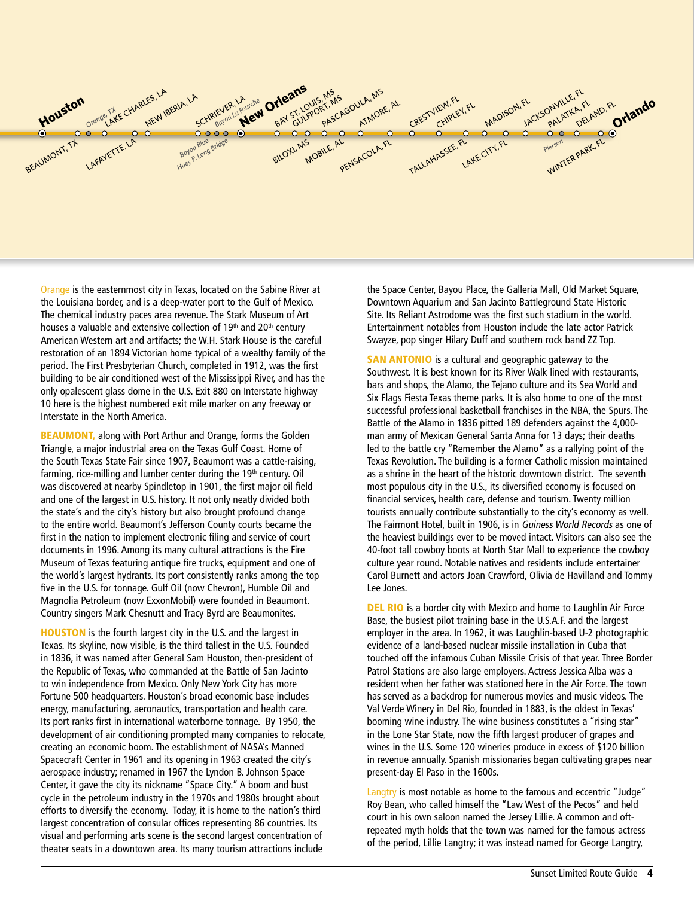Houston · Orange, TX · LAKE CHARLES, LA · NEW IBERIA, LA · SCHRIEVER, LA · Bayou La Fourche · New Orleans · BAY ST. LOUIS, MS · GULFPORT, MS · PASCAGOULA, MS · ATMORE, AL · CRESTVIEW, FL · CHIPLEY, FL · MADISON, FL · JACKSONVILLE, FL · PALATKA, FL · DELAND, FL · Orlando

BEAUMONT, TX · LAFAYETTE, LA · Bayou Blue · Huey P. Long Bridge · BILOXI, MS · MOBILE, AL · PENSACOLA, FL · TALLAHASSEE, FL · LAKE CITY, FL · Pierson · WINTER PARK, FL

Orange is the easternmost city in Texas, located on the Sabine River at the Louisiana border, and is a deep-water port to the Gulf of Mexico. The chemical industry paces area revenue. The Stark Museum of Art houses a valuable and extensive collection of 19th and 20th century American Western art and artifacts; the W.H. Stark House is the careful restoration of an 1894 Victorian home typical of a wealthy family of the period. The First Presbyterian Church, completed in 1912, was the first building to be air conditioned west of the Mississippi River, and has the only opalescent glass dome in the U.S. Exit 880 on Interstate highway 10 here is the highest numbered exit mile marker on any freeway or Interstate in the North America.

**BEAUMONT,** along with Port Arthur and Orange, forms the Golden Triangle, a major industrial area on the Texas Gulf Coast. Home of the South Texas State Fair since 1907, Beaumont was a cattle-raising, farming, rice-milling and lumber center during the 19th century. Oil was discovered at nearby Spindletop in 1901, the first major oil field and one of the largest in U.S. history. It not only neatly divided both the state's and the city's history but also brought profound change to the entire world. Beaumont's Jefferson County courts became the first in the nation to implement electronic filing and service of court documents in 1996. Among its many cultural attractions is the Fire Museum of Texas featuring antique fire trucks, equipment and one of the world's largest hydrants. Its port consistently ranks among the top five in the U.S. for tonnage. Gulf Oil (now Chevron), Humble Oil and Magnolia Petroleum (now ExxonMobil) were founded in Beaumont. Country singers Mark Chesnutt and Tracy Byrd are Beaumonites.

**HOUSTON** is the fourth largest city in the U.S. and the largest in Texas. Its skyline, now visible, is the third tallest in the U.S. Founded in 1836, it was named after General Sam Houston, then-president of the Republic of Texas, who commanded at the Battle of San Jacinto to win independence from Mexico. Only New York City has more Fortune 500 headquarters. Houston's broad economic base includes energy, manufacturing, aeronautics, transportation and health care. Its port ranks first in international waterborne tonnage. By 1950, the development of air conditioning prompted many companies to relocate, creating an economic boom. The establishment of NASA's Manned Spacecraft Center in 1961 and its opening in 1963 created the city's aerospace industry; renamed in 1967 the Lyndon B. Johnson Space Center, it gave the city its nickname "Space City." A boom and bust cycle in the petroleum industry in the 1970s and 1980s brought about efforts to diversify the economy. Today, it is home to the nation's third largest concentration of consular offices representing 86 countries. Its visual and performing arts scene is the second largest concentration of theater seats in a downtown area. Its many tourism attractions include the Space Center, Bayou Place, the Galleria Mall, Old Market Square, Downtown Aquarium and San Jacinto Battleground State Historic Site. Its Reliant Astrodome was the first such stadium in the world. Entertainment notables from Houston include the late actor Patrick Swayze, pop singer Hilary Duff and southern rock band ZZ Top.

**SAN ANTONIO** is a cultural and geographic gateway to the Southwest. It is best known for its River Walk lined with restaurants, bars and shops, the Alamo, the Tejano culture and its Sea World and Six Flags Fiesta Texas theme parks. It is also home to one of the most successful professional basketball franchises in the NBA, the Spurs. The Battle of the Alamo in 1836 pitted 189 defenders against the 4,000-man army of Mexican General Santa Anna for 13 days; their deaths led to the battle cry "Remember the Alamo" as a rallying point of the Texas Revolution. The building is a former Catholic mission maintained as a shrine in the heart of the historic downtown district. The seventh most populous city in the U.S., its diversified economy is focused on financial services, health care, defense and tourism. Twenty million tourists annually contribute substantially to the city's economy as well. The Fairmont Hotel, built in 1906, is in *Guiness World Records* as one of the heaviest buildings ever to be moved intact. Visitors can also see the 40-foot tall cowboy boots at North Star Mall to experience the cowboy culture year round. Notable natives and residents include entertainer Carol Burnett and actors Joan Crawford, Olivia de Havilland and Tommy Lee Jones.

**DEL RIO** is a border city with Mexico and home to Laughlin Air Force Base, the busiest pilot training base in the U.S.A.F. and the largest employer in the area. In 1962, it was Laughlin-based U-2 photographic evidence of a land-based nuclear missile installation in Cuba that touched off the infamous Cuban Missile Crisis of that year. Three Border Patrol Stations are also large employers. Actress Jessica Alba was a resident when her father was stationed here in the Air Force. The town has served as a backdrop for numerous movies and music videos. The Val Verde Winery in Del Rio, founded in 1883, is the oldest in Texas' booming wine industry. The wine business constitutes a "rising star" in the Lone Star State, now the fifth largest producer of grapes and wines in the U.S. Some 120 wineries produce in excess of $120 billion in revenue annually. Spanish missionaries began cultivating grapes near present-day El Paso in the 1600s.

Langtry is most notable as home to the famous and eccentric "Judge" Roy Bean, who called himself the "Law West of the Pecos" and held court in his own saloon named the Jersey Lillie. A common and oft-repeated myth holds that the town was named for the famous actress of the period, Lillie Langtry; it was instead named for George Langtry,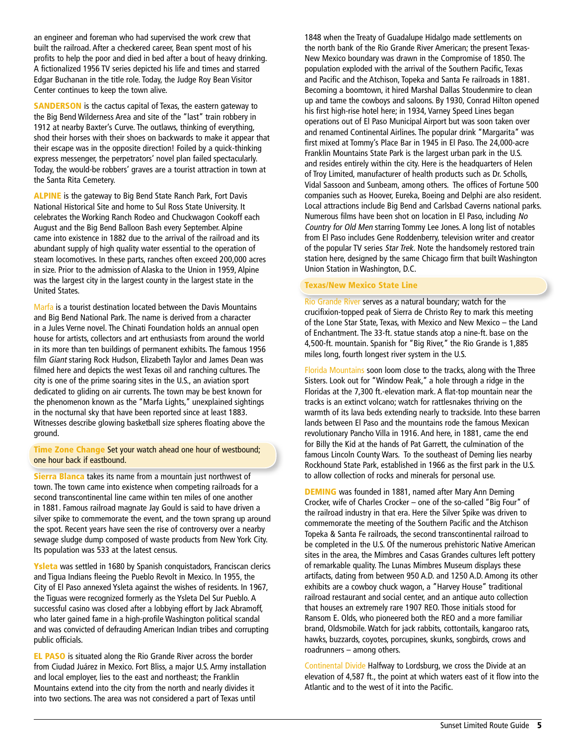an engineer and foreman who had supervised the work crew that built the railroad. After a checkered career, Bean spent most of his profits to help the poor and died in bed after a bout of heavy drinking. A fictionalized 1956 TV series depicted his life and times and starred Edgar Buchanan in the title role. Today, the Judge Roy Bean Visitor Center continues to keep the town alive.

**SANDERSON** is the cactus capital of Texas, the eastern gateway to the Big Bend Wilderness Area and site of the "last" train robbery in 1912 at nearby Baxter's Curve. The outlaws, thinking of everything, shod their horses with their shoes on backwards to make it appear that their escape was in the opposite direction! Foiled by a quick-thinking express messenger, the perpetrators' novel plan failed spectacularly. Today, the would-be robbers' graves are a tourist attraction in town at the Santa Rita Cemetery.

**ALPINE** is the gateway to Big Bend State Ranch Park, Fort Davis National Historical Site and home to Sul Ross State University. It celebrates the Working Ranch Rodeo and Chuckwagon Cookoff each August and the Big Bend Balloon Bash every September. Alpine came into existence in 1882 due to the arrival of the railroad and its abundant supply of high quality water essential to the operation of steam locomotives. In these parts, ranches often exceed 200,000 acres in size. Prior to the admission of Alaska to the Union in 1959, Alpine was the largest city in the largest county in the largest state in the United States.

Marfa is a tourist destination located between the Davis Mountains and Big Bend National Park. The name is derived from a character in a Jules Verne novel. The Chinati Foundation holds an annual open house for artists, collectors and art enthusiasts from around the world in its more than ten buildings of permanent exhibits. The famous 1956 film *Giant* staring Rock Hudson, Elizabeth Taylor and James Dean was filmed here and depicts the west Texas oil and ranching cultures. The city is one of the prime soaring sites in the U.S., an aviation sport dedicated to gliding on air currents. The town may be best known for the phenomenon known as the "Marfa Lights," unexplained sightings in the nocturnal sky that have been reported since at least 1883. Witnesses describe glowing basketball size spheres floating above the ground.

**Time Zone Change** Set your watch ahead one hour of westbound; one hour back if eastbound.

**Sierra Blanca** takes its name from a mountain just northwest of town. The town came into existence when competing railroads for a second transcontinental line came within ten miles of one another in 1881. Famous railroad magnate Jay Gould is said to have driven a silver spike to commemorate the event, and the town sprang up around the spot. Recent years have seen the rise of controversy over a nearby sewage sludge dump composed of waste products from New York City. Its population was 533 at the latest census.

**Ysleta** was settled in 1680 by Spanish conquistadors, Franciscan clerics and Tigua Indians fleeing the Pueblo Revolt in Mexico. In 1955, the City of El Paso annexed Ysleta against the wishes of residents. In 1967, the Tiguas were recognized formerly as the Ysleta Del Sur Pueblo. A successful casino was closed after a lobbying effort by Jack Abramoff, who later gained fame in a high-profile Washington political scandal and was convicted of defrauding American Indian tribes and corrupting public officials.

**EL PASO** is situated along the Rio Grande River across the border from Ciudad Juárez in Mexico. Fort Bliss, a major U.S. Army installation and local employer, lies to the east and northeast; the Franklin Mountains extend into the city from the north and nearly divides it into two sections. The area was not considered a part of Texas until 1848 when the Treaty of Guadalupe Hidalgo made settlements on the north bank of the Rio Grande River American; the present Texas-New Mexico boundary was drawn in the Compromise of 1850. The population exploded with the arrival of the Southern Pacific, Texas and Pacific and the Atchison, Topeka and Santa Fe railroads in 1881. Becoming a boomtown, it hired Marshal Dallas Stoudenmire to clean up and tame the cowboys and saloons. By 1930, Conrad Hilton opened his first high-rise hotel here; in 1934, Varney Speed Lines began operations out of El Paso Municipal Airport but was soon taken over and renamed Continental Airlines. The popular drink "Margarita" was first mixed at Tommy's Place Bar in 1945 in El Paso. The 24,000-acre Franklin Mountains State Park is the largest urban park in the U.S. and resides entirely within the city. Here is the headquarters of Helen of Troy Limited, manufacturer of health products such as Dr. Scholls, Vidal Sassoon and Sunbeam, among others. The offices of Fortune 500 companies such as Hoover, Eureka, Boeing and Delphi are also resident. Local attractions include Big Bend and Carlsbad Caverns national parks. Numerous films have been shot on location in El Paso, including *No Country for Old Men* starring Tommy Lee Jones. A long list of notables from El Paso includes Gene Roddenberry, television writer and creator of the popular TV series *Star Trek*. Note the handsomely restored train station here, designed by the same Chicago firm that built Washington Union Station in Washington, D.C.

**Texas/New Mexico State Line**

Rio Grande River serves as a natural boundary; watch for the crucifixion-topped peak of Sierra de Christo Rey to mark this meeting of the Lone Star State, Texas, with Mexico and New Mexico – the Land of Enchantment. The 33-ft. statue stands atop a nine-ft. base on the 4,500-ft. mountain. Spanish for "Big River," the Rio Grande is 1,885 miles long, fourth longest river system in the U.S.

Florida Mountains soon loom close to the tracks, along with the Three Sisters. Look out for "Window Peak," a hole through a ridge in the Floridas at the 7,300 ft.-elevation mark. A flat-top mountain near the tracks is an extinct volcano; watch for rattlesnakes thriving on the warmth of its lava beds extending nearly to trackside. Into these barren lands between El Paso and the mountains rode the famous Mexican revolutionary Pancho Villa in 1916. And here, in 1881, came the end for Billy the Kid at the hands of Pat Garrett, the culmination of the famous Lincoln County Wars. To the southeast of Deming lies nearby Rockhound State Park, established in 1966 as the first park in the U.S. to allow collection of rocks and minerals for personal use.

**DEMING** was founded in 1881, named after Mary Ann Deming Crocker, wife of Charles Crocker – one of the so-called "Big Four" of the railroad industry in that era. Here the Silver Spike was driven to commemorate the meeting of the Southern Pacific and the Atchison Topeka & Santa Fe railroads, the second transcontinental railroad to be completed in the U.S. Of the numerous prehistoric Native American sites in the area, the Mimbres and Casas Grandes cultures left pottery of remarkable quality. The Lunas Mimbres Museum displays these artifacts, dating from between 950 A.D. and 1250 A.D. Among its other exhibits are a cowboy chuck wagon, a "Harvey House" traditional railroad restaurant and social center, and an antique auto collection that houses an extremely rare 1907 REO. Those initials stood for Ransom E. Olds, who pioneered both the REO and a more familiar brand, Oldsmobile. Watch for jack rabbits, cottontails, kangaroo rats, hawks, buzzards, coyotes, porcupines, skunks, songbirds, crows and roadrunners – among others.

Continental Divide Halfway to Lordsburg, we cross the Divide at an elevation of 4,587 ft., the point at which waters east of it flow into the Atlantic and to the west of it into the Pacific.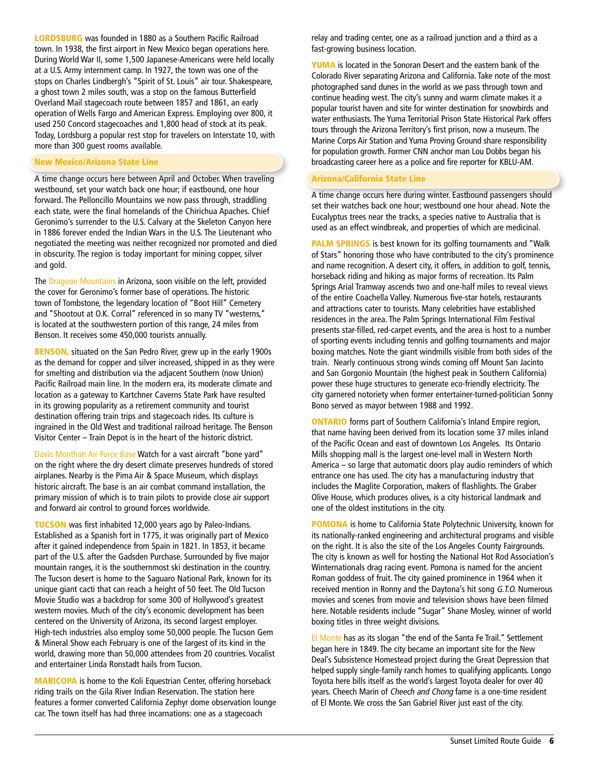**LORDSBURG** was founded in 1880 as a Southern Pacific Railroad town. In 1938, the first airport in New Mexico began operations here. During World War II, some 1,500 Japanese-Americans were held locally at a U.S. Army internment camp. In 1927, the town was one of the stops on Charles Lindbergh's "Spirit of St. Louis" air tour. Shakespeare, a ghost town 2 miles south, was a stop on the famous Butterfield Overland Mail stagecoach route between 1857 and 1861, an early operation of Wells Fargo and American Express. Employing over 800, it used 250 Concord stagecoaches and 1,800 head of stock at its peak. Today, Lordsburg a popular rest stop for travelers on Interstate 10, with more than 300 guest rooms available.

## New Mexico/Arizona State Line

A time change occurs here between April and October. When traveling westbound, set your watch back one hour; if eastbound, one hour forward. The Pelloncillo Mountains we now pass through, straddling each state, were the final homelands of the Chirichua Apaches. Chief Geronimo's surrender to the U.S. Calvary at the Skeleton Canyon here in 1886 forever ended the Indian Wars in the U.S. The Lieutenant who negotiated the meeting was neither recognized nor promoted and died in obscurity. The region is today important for mining copper, silver and gold.

The Dragoon Mountains in Arizona, soon visible on the left, provided the cover for Geronimo's former base of operations. The historic town of Tombstone, the legendary location of "Boot Hill" Cemetery and "Shootout at O.K. Corral" referenced in so many TV "westerns," is located at the southwestern portion of this range, 24 miles from Benson. It receives some 450,000 tourists annually.

**BENSON,** situated on the San Pedro River, grew up in the early 1900s as the demand for copper and silver increased, shipped in as they were for smelting and distribution via the adjacent Southern (now Union) Pacific Railroad main line. In the modern era, its moderate climate and location as a gateway to Kartchner Caverns State Park have resulted in its growing popularity as a retirement community and tourist destination offering train trips and stagecoach rides. Its culture is ingrained in the Old West and traditional railroad heritage. The Benson Visitor Center – Train Depot is in the heart of the historic district.

Davis-Monthan Air Force Base Watch for a vast aircraft "bone yard" on the right where the dry desert climate preserves hundreds of stored airplanes. Nearby is the Pima Air & Space Museum, which displays historic aircraft. The base is an air combat command installation, the primary mission of which is to train pilots to provide close air support and forward air control to ground forces worldwide.

**TUCSON** was first inhabited 12,000 years ago by Paleo-Indians. Established as a Spanish fort in 1775, it was originally part of Mexico after it gained independence from Spain in 1821. In 1853, it became part of the U.S. after the Gadsden Purchase. Surrounded by five major mountain ranges, it is the southernmost ski destination in the country. The Tucson desert is home to the Saguaro National Park, known for its unique giant cacti that can reach a height of 50 feet. The Old Tucson Movie Studio was a backdrop for some 300 of Hollywood's greatest western movies. Much of the city's economic development has been centered on the University of Arizona, its second largest employer. High-tech industries also employ some 50,000 people. The Tucson Gem & Mineral Show each February is one of the largest of its kind in the world, drawing more than 50,000 attendees from 20 countries. Vocalist and entertainer Linda Ronstadt hails from Tucson.

**MARICOPA** is home to the Koli Equestrian Center, offering horseback riding trails on the Gila River Indian Reservation. The station here features a former converted California Zephyr dome observation lounge car. The town itself has had three incarnations: one as a stagecoach relay and trading center, one as a railroad junction and a third as a fast-growing business location.

**YUMA** is located in the Sonoran Desert and the eastern bank of the Colorado River separating Arizona and California. Take note of the most photographed sand dunes in the world as we pass through town and continue heading west. The city's sunny and warm climate makes it a popular tourist haven and site for winter destination for snowbirds and water enthusiasts. The Yuma Territorial Prison State Historical Park offers tours through the Arizona Territory's first prison, now a museum. The Marine Corps Air Station and Yuma Proving Ground share responsibility for population growth. Former CNN anchor man Lou Dobbs began his broadcasting career here as a police and fire reporter for KBLU-AM.

## Arizona/California State Line

A time change occurs here during winter. Eastbound passengers should set their watches back one hour; westbound one hour ahead. Note the Eucalyptus trees near the tracks, a species native to Australia that is used as an effect windbreak, and properties of which are medicinal.

**PALM SPRINGS** is best known for its golfing tournaments and "Walk of Stars" honoring those who have contributed to the city's prominence and name recognition. A desert city, it offers, in addition to golf, tennis, horseback riding and hiking as major forms of recreation. Its Palm Springs Arial Tramway ascends two and one-half miles to reveal views of the entire Coachella Valley. Numerous five-star hotels, restaurants and attractions cater to tourists. Many celebrities have established residences in the area. The Palm Springs International Film Festival presents star-filled, red-carpet events, and the area is host to a number of sporting events including tennis and golfing tournaments and major boxing matches. Note the giant windmills visible from both sides of the train. Nearly continuous strong winds coming off Mount San Jacinto and San Gorgonio Mountain (the highest peak in Southern California) power these huge structures to generate eco-friendly electricity. The city garnered notoriety when former entertainer-turned-politician Sonny Bono served as mayor between 1988 and 1992.

**ONTARIO** forms part of Southern California's Inland Empire region, that name having been derived from its location some 37 miles inland of the Pacific Ocean and east of downtown Los Angeles. Its Ontario Mills shopping mall is the largest one-level mall in Western North America – so large that automatic doors play audio reminders of which entrance one has used. The city has a manufacturing industry that includes the Maglite Corporation, makers of flashlights. The Graber Olive House, which produces olives, is a city historical landmark and one of the oldest institutions in the city.

**POMONA** is home to California State Polytechnic University, known for its nationally-ranked engineering and architectural programs and visible on the right. It is also the site of the Los Angeles County Fairgrounds. The city is known as well for hosting the National Hot Rod Association's Winternationals drag racing event. Pomona is named for the ancient Roman goddess of fruit. The city gained prominence in 1964 when it received mention in Ronny and the Daytona's hit song *G.T.O.* Numerous movies and scenes from movie and television shows have been filmed here. Notable residents include "Sugar" Shane Mosley, winner of world boxing titles in three weight divisions.

El Monte has as its slogan "the end of the Santa Fe Trail." Settlement began here in 1849. The city became an important site for the New Deal's Subsistence Homestead project during the Great Depression that helped supply single-family ranch homes to qualifying applicants. Longo Toyota here bills itself as the world's largest Toyota dealer for over 40 years. Cheech Marin of *Cheech and Chong* fame is a one-time resident of El Monte. We cross the San Gabriel River just east of the city.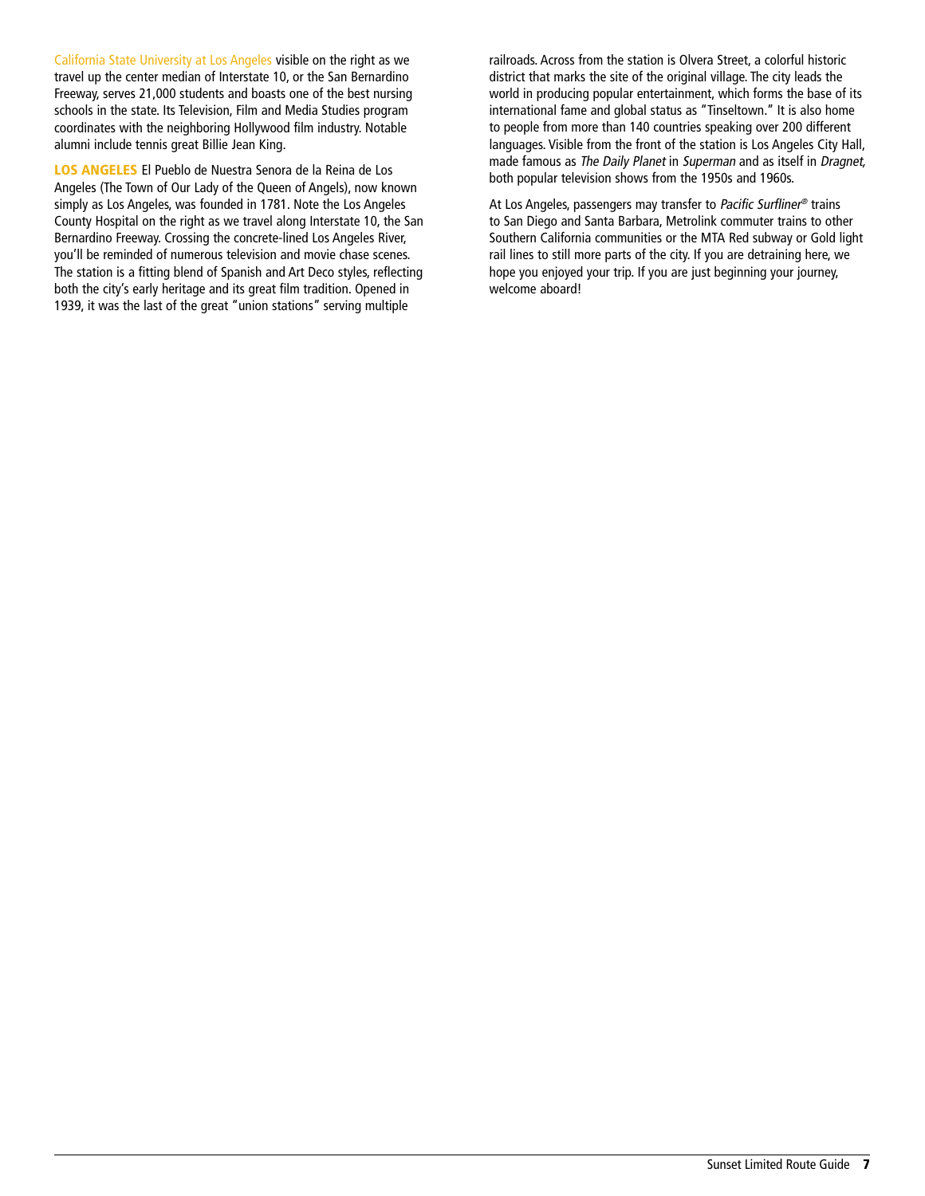California State University at Los Angeles visible on the right as we travel up the center median of Interstate 10, or the San Bernardino Freeway, serves 21,000 students and boasts one of the best nursing schools in the state. Its Television, Film and Media Studies program coordinates with the neighboring Hollywood film industry. Notable alumni include tennis great Billie Jean King.

**LOS ANGELES** El Pueblo de Nuestra Senora de la Reina de Los Angeles (The Town of Our Lady of the Queen of Angels), now known simply as Los Angeles, was founded in 1781. Note the Los Angeles County Hospital on the right as we travel along Interstate 10, the San Bernardino Freeway. Crossing the concrete-lined Los Angeles River, you'll be reminded of numerous television and movie chase scenes. The station is a fitting blend of Spanish and Art Deco styles, reflecting both the city's early heritage and its great film tradition. Opened in 1939, it was the last of the great "union stations" serving multiple railroads. Across from the station is Olvera Street, a colorful historic district that marks the site of the original village. The city leads the world in producing popular entertainment, which forms the base of its international fame and global status as "Tinseltown." It is also home to people from more than 140 countries speaking over 200 different languages. Visible from the front of the station is Los Angeles City Hall, made famous as *The Daily Planet* in *Superman* and as itself in *Dragnet,* both popular television shows from the 1950s and 1960s.

At Los Angeles, passengers may transfer to *Pacific Surfliner®* trains to San Diego and Santa Barbara, Metrolink commuter trains to other Southern California communities or the MTA Red subway or Gold light rail lines to still more parts of the city. If you are detraining here, we hope you enjoyed your trip. If you are just beginning your journey, welcome aboard!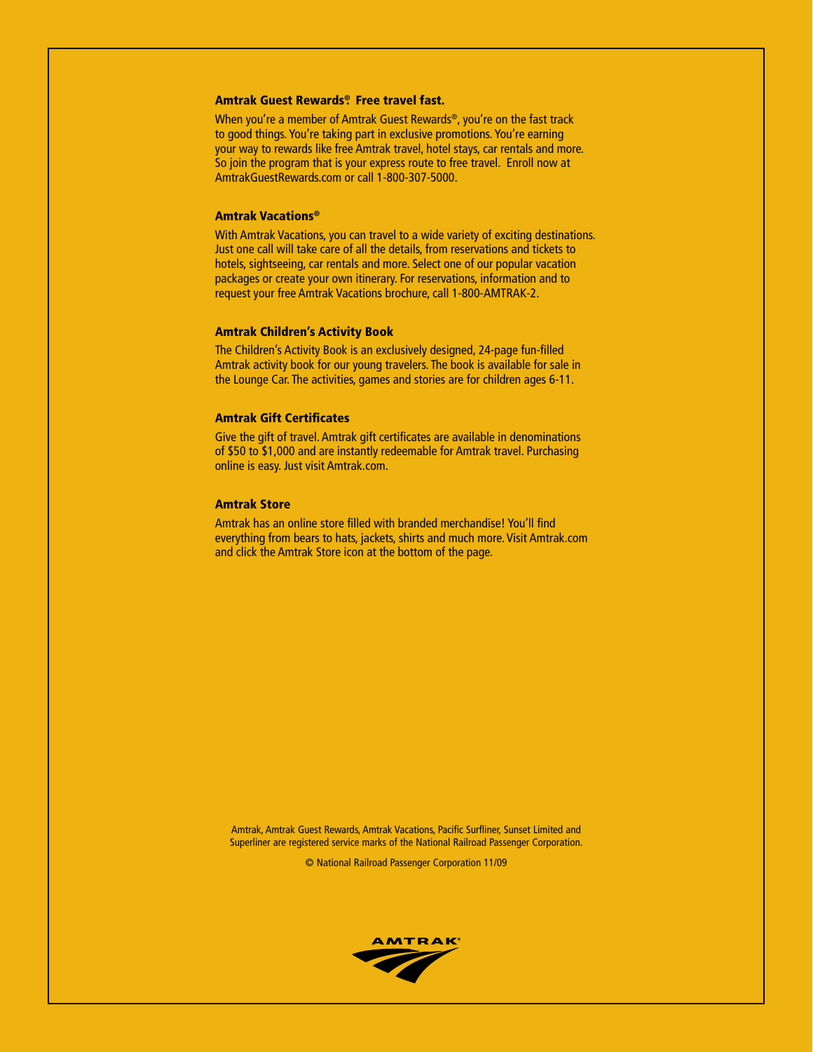### Amtrak Guest Rewards®. Free travel fast.

When you're a member of Amtrak Guest Rewards®, you're on the fast track to good things. You're taking part in exclusive promotions. You're earning your way to rewards like free Amtrak travel, hotel stays, car rentals and more. So join the program that is your express route to free travel. Enroll now at AmtrakGuestRewards.com or call 1-800-307-5000.

### Amtrak Vacations®

With Amtrak Vacations, you can travel to a wide variety of exciting destinations. Just one call will take care of all the details, from reservations and tickets to hotels, sightseeing, car rentals and more. Select one of our popular vacation packages or create your own itinerary. For reservations, information and to request your free Amtrak Vacations brochure, call 1-800-AMTRAK-2.

### Amtrak Children's Activity Book

The Children's Activity Book is an exclusively designed, 24-page fun-filled Amtrak activity book for our young travelers. The book is available for sale in the Lounge Car. The activities, games and stories are for children ages 6-11.

### Amtrak Gift Certificates

Give the gift of travel. Amtrak gift certificates are available in denominations of $50 to $1,000 and are instantly redeemable for Amtrak travel. Purchasing online is easy. Just visit Amtrak.com.

### Amtrak Store

Amtrak has an online store filled with branded merchandise! You'll find everything from bears to hats, jackets, shirts and much more. Visit Amtrak.com and click the Amtrak Store icon at the bottom of the page.

Amtrak, Amtrak Guest Rewards, Amtrak Vacations, Pacific Surfliner, Sunset Limited and Superliner are registered service marks of the National Railroad Passenger Corporation.

© National Railroad Passenger Corporation 11/09

AMTRAK®